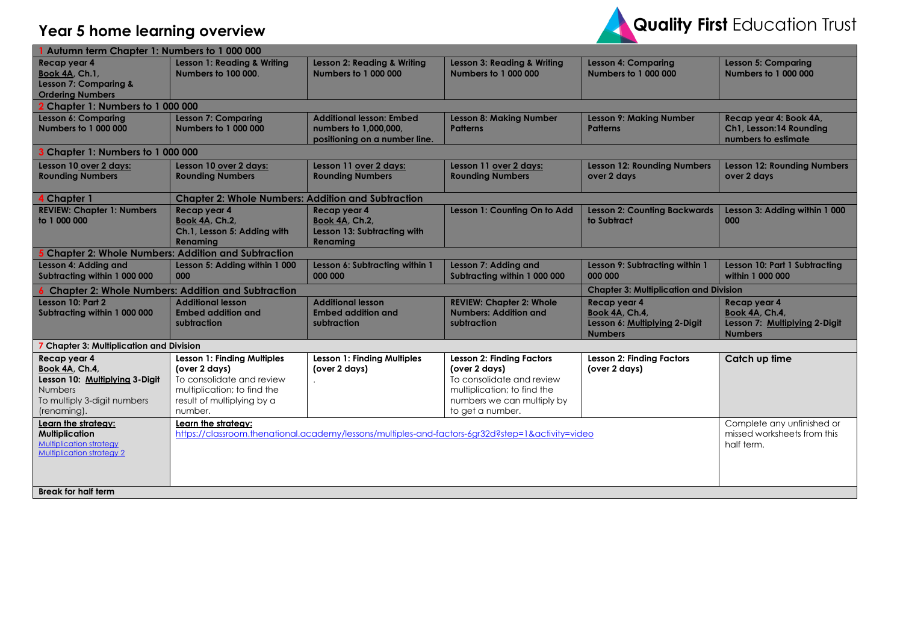# Year 5 home learning overview

Quality First Education Trust

| 1 Autumn term Chapter 1: Numbers to 1 000 000 | | | | | |
|---|---|---|---|---|---|
| Recap year 4 Book 4A, Ch.1, Lesson 7: Comparing & Ordering Numbers | Lesson 1: Reading & Writing Numbers to 100 000. | Lesson 2: Reading & Writing Numbers to 1 000 000 | Lesson 3: Reading & Writing Numbers to 1 000 000 | Lesson 4: Comparing Numbers to 1 000 000 | Lesson 5: Comparing Numbers to 1 000 000 |
| 2 Chapter 1: Numbers to 1 000 000 | | | | | |
| Lesson 6: Comparing Numbers to 1 000 000 | Lesson 7: Comparing Numbers to 1 000 000 | Additional lesson: Embed numbers to 1,000,000, positioning on a number line. | Lesson 8: Making Number Patterns | Lesson 9: Making Number Patterns | Recap year 4: Book 4A, Ch1, Lesson:14 Rounding numbers to estimate |
| 3 Chapter 1: Numbers to 1 000 000 | | | | | |
| Lesson 10 over 2 days: Rounding Numbers | Lesson 10 over 2 days: Rounding Numbers | Lesson 11 over 2 days: Rounding Numbers | Lesson 11 over 2 days: Rounding Numbers | Lesson 12: Rounding Numbers over 2 days | Lesson 12: Rounding Numbers over 2 days |
| 4 Chapter 1 | Chapter 2: Whole Numbers: Addition and Subtraction | | | | |
| REVIEW: Chapter 1: Numbers to 1 000 000 | Recap year 4 Book 4A, Ch.2, Ch.1, Lesson 5: Adding with Renaming | Recap year 4 Book 4A, Ch.2, Lesson 13: Subtracting with Renaming | Lesson 1: Counting On to Add | Lesson 2: Counting Backwards to Subtract | Lesson 3: Adding within 1 000 000 |
| 5 Chapter 2: Whole Numbers: Addition and Subtraction | | | | | |
| Lesson 4: Adding and Subtracting within 1 000 000 | Lesson 5: Adding within 1 000 000 | Lesson 6: Subtracting within 1 000 000 | Lesson 7: Adding and Subtracting within 1 000 000 | Lesson 9: Subtracting within 1 000 000 | Lesson 10: Part 1 Subtracting within 1 000 000 |
| 6 Chapter 2: Whole Numbers: Addition and Subtraction | | | | Chapter 3: Multiplication and Division | |
| Lesson 10: Part 2 Subtracting within 1 000 000 | Additional lesson Embed addition and subtraction | Additional lesson Embed addition and subtraction | REVIEW: Chapter 2: Whole Numbers: Addition and subtraction | Recap year 4 Book 4A, Ch.4, Lesson 6: Multiplying 2-Digit Numbers | Recap year 4 Book 4A, Ch.4, Lesson 7: Multiplying 2-Digit Numbers |
| 7 Chapter 3: Multiplication and Division | | | | | |
| Recap year 4 Book 4A, Ch.4, Lesson 10: Multiplying 3-Digit Numbers To multiply 3-digit numbers (renaming). | Lesson 1: Finding Multiples (over 2 days) To consolidate and review multiplication; to find the result of multiplying by a number. | Lesson 1: Finding Multiples (over 2 days) . | Lesson 2: Finding Factors (over 2 days) To consolidate and review multiplication; to find the numbers we can multiply by to get a number. | Lesson 2: Finding Factors (over 2 days) | Catch up time |
| Learn the strategy: Multiplication [Multiplication strategy] [Multiplication strategy 2] | Learn the strategy: https://classroom.thenational.academy/lessons/multiples-and-factors-6gr32d?step=1&activity=video | | | | Complete any unfinished or missed worksheets from this half term. |
| Break for half term | | | | | |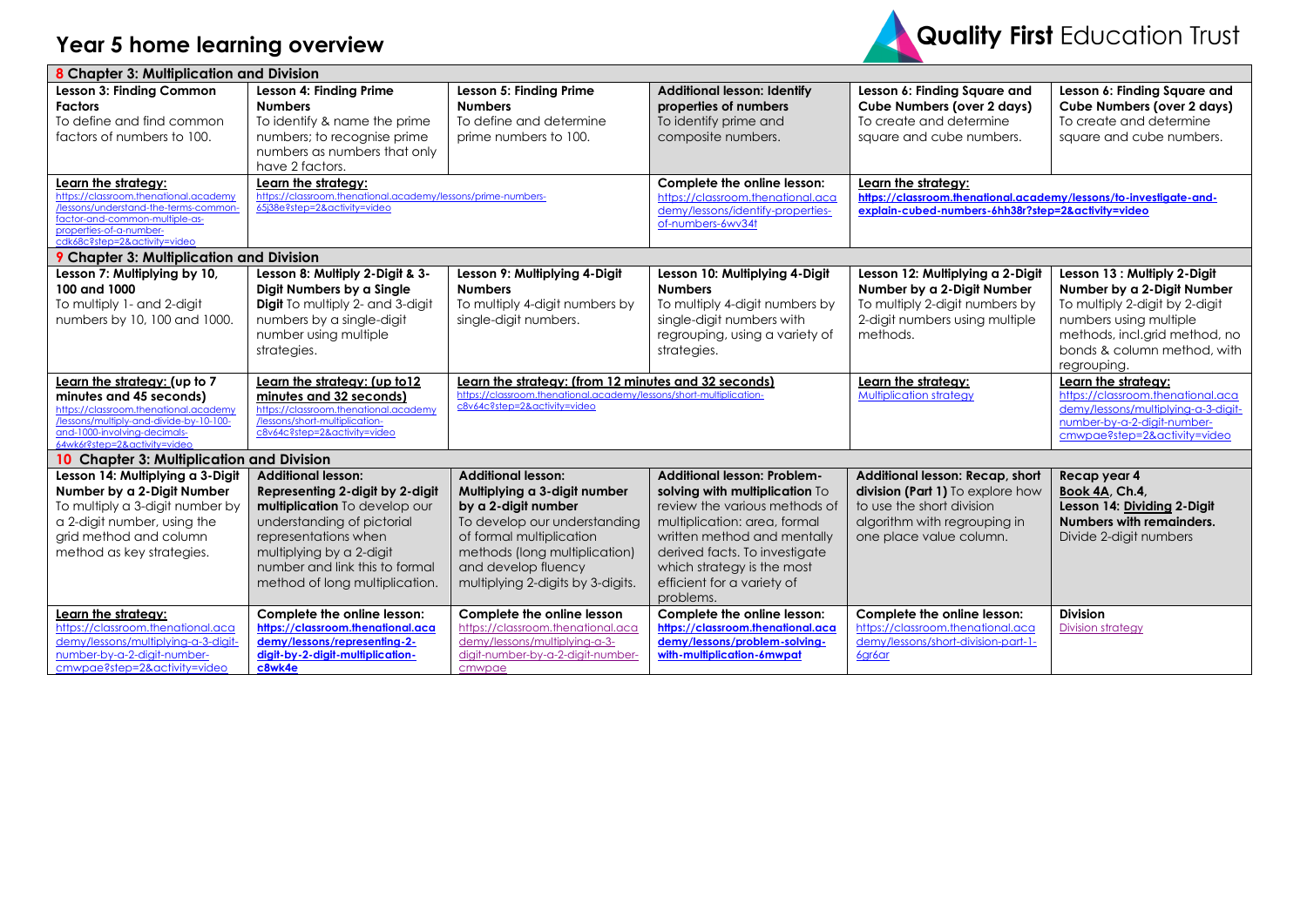# Year 5 home learning overview

Quality First Education Trust

| 8 Chapter 3: Multiplication and Division | | | | | |
|---|---|---|---|---|---|
| **Lesson 3: Finding Common Factors** To define and find common factors of numbers to 100. | **Lesson 4: Finding Prime Numbers** To identify & name the prime numbers; to recognise prime numbers as numbers that only have 2 factors. | **Lesson 5: Finding Prime Numbers** To define and determine prime numbers to 100. | **Additional lesson: Identify properties of numbers** To identify prime and composite numbers. | **Lesson 6: Finding Square and Cube Numbers (over 2 days)** To create and determine square and cube numbers. | **Lesson 6: Finding Square and Cube Numbers (over 2 days)** To create and determine square and cube numbers. |
| **Learn the strategy:** https://classroom.thenational.academy/lessons/understand-the-terms-common-factor-and-common-multiple-as-properties-of-a-number-cdk68c?step=2&activity=video | **Learn the strategy:** https://classroom.thenational.academy/lessons/prime-numbers-65j38e?step=2&activity=video | | **Complete the online lesson:** https://classroom.thenational.academy/lessons/identify-properties-of-numbers-6wv34t | **Learn the strategy:** **https://classroom.thenational.academy/lessons/to-investigate-and-explain-cubed-numbers-6hh38r?step=2&activity=video** | |
| **9 Chapter 3: Multiplication and Division** | | | | | |
| **Lesson 7: Multiplying by 10, 100 and 1000** To multiply 1- and 2-digit numbers by 10, 100 and 1000. | **Lesson 8: Multiply 2-Digit & 3-Digit Numbers by a Single Digit** To multiply 2- and 3-digit numbers by a single-digit number using multiple strategies. | **Lesson 9: Multiplying 4-Digit Numbers** To multiply 4-digit numbers by single-digit numbers. | **Lesson 10: Multiplying 4-Digit Numbers** To multiply 4-digit numbers by single-digit numbers with regrouping, using a variety of strategies. | **Lesson 12: Multiplying a 2-Digit Number by a 2-Digit Number** To multiply 2-digit numbers by 2-digit numbers using multiple methods. | **Lesson 13 : Multiply 2-Digit Number by a 2-Digit Number** To multiply 2-digit by 2-digit numbers using multiple methods, incl.grid method, no bonds & column method, with regrouping. |
| **Learn the strategy: (up to 7 minutes and 45 seconds)** https://classroom.thenational.academy/lessons/multiply-and-divide-by-10-100-and-1000-involving-decimals-64wk6r?step=2&activity=video | **Learn the strategy: (up to12 minutes and 32 seconds)** https://classroom.thenational.academy/lessons/short-multiplication-c8v64c?step=2&activity=video | **Learn the strategy: (from 12 minutes and 32 seconds)** https://classroom.thenational.academy/lessons/short-multiplication-c8v64c?step=2&activity=video | | **Learn the strategy:** Multiplication strategy | **Learn the strategy:** https://classroom.thenational.academy/lessons/multiplying-a-3-digit-number-by-a-2-digit-number-cmwpae?step=2&activity=video |
| **10 Chapter 3: Multiplication and Division** | | | | | |
| **Lesson 14: Multiplying a 3-Digit Number by a 2-Digit Number** To multiply a 3-digit number by a 2-digit number, using the grid method and column method as key strategies. | **Additional lesson: Representing 2-digit by 2-digit multiplication** To develop our understanding of pictorial representations when multiplying by a 2-digit number and link this to formal method of long multiplication. | **Additional lesson: Multiplying a 3-digit number by a 2-digit number** To develop our understanding of formal multiplication methods (long multiplication) and develop fluency multiplying 2-digits by 3-digits. | **Additional lesson: Problem-solving with multiplication** To review the various methods of multiplication: area, formal written method and mentally derived facts. To investigate which strategy is the most efficient for a variety of problems. | **Additional lesson: Recap, short division (Part 1)** To explore how to use the short division algorithm with regrouping in one place value column. | **Recap year 4** **Book 4A, Ch.4,** **Lesson 14: Dividing 2-Digit Numbers with remainders.** Divide 2-digit numbers |
| **Learn the strategy:** https://classroom.thenational.academy/lessons/multiplying-a-3-digit-number-by-a-2-digit-number-cmwpae?step=2&activity=video | **Complete the online lesson:** **https://classroom.thenational.academy/lessons/representing-2-digit-by-2-digit-multiplication-c8wk4e** | **Complete the online lesson** https://classroom.thenational.academy/lessons/multiplying-a-3-digit-number-by-a-2-digit-number-cmwpae | **Complete the online lesson:** **https://classroom.thenational.academy/lessons/problem-solving-with-multiplication-6mwpat** | **Complete the online lesson:** https://classroom.thenational.academy/lessons/short-division-part-1-6gr6ar | **Division** Division strategy |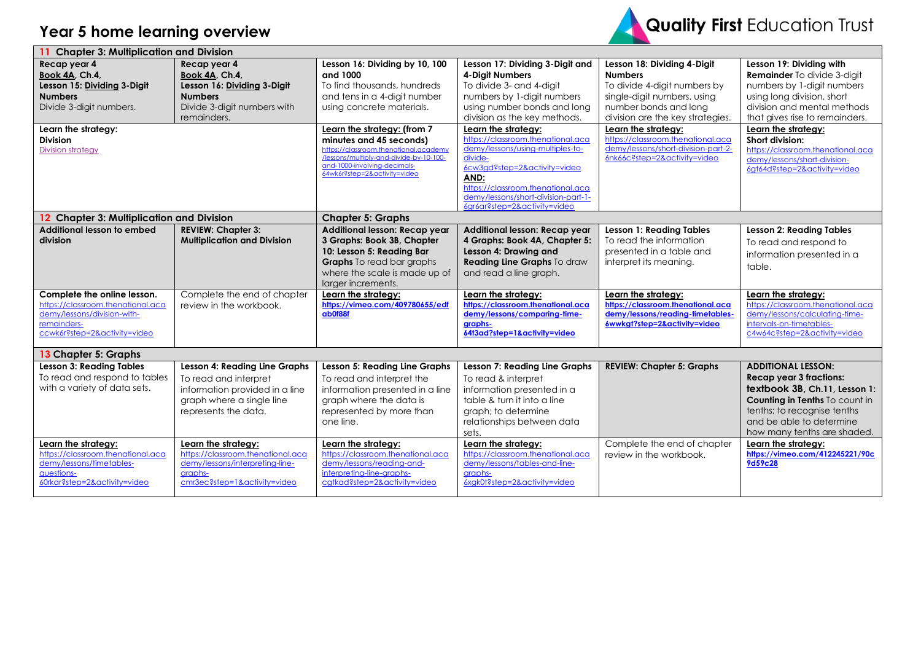# Year 5 home learning overview

Quality First Education Trust

| **11 Chapter 3: Multiplication and Division** | | | | | |
|---|---|---|---|---|---|
| **Recap year 4** **Book 4A, Ch.4,** **Lesson 15: Dividing 3-Digit Numbers** Divide 3-digit numbers. | **Recap year 4** **Book 4A, Ch.4,** **Lesson 16: Dividing 3-Digit Numbers** Divide 3-digit numbers with remainders. | **Lesson 16: Dividing by 10, 100 and 1000** To find thousands, hundreds and tens in a 4-digit number using concrete materials. | **Lesson 17: Dividing 3-Digit and 4-Digit Numbers** To divide 3- and 4-digit numbers by 1-digit numbers using number bonds and long division as the key methods. | **Lesson 18: Dividing 4-Digit Numbers** To divide 4-digit numbers by single-digit numbers, using number bonds and long division are the key strategies. | **Lesson 19: Dividing with Remainder** To divide 3-digit numbers by 1-digit numbers using long division, short division and mental methods that gives rise to remainders. |
| **Learn the strategy:** **Division** Division strategy | | **Learn the strategy: (from 7 minutes and 45 seconds)** https://classroom.thenational.academy/lessons/multiply-and-divide-by-10-100-and-1000-involving-decimals-64wk6r?step=2&activity=video | **Learn the strategy:** https://classroom.thenational.academy/lessons/using-multiples-to-divide-6cw3gd?step=2&activity=video **AND:** https://classroom.thenational.academy/lessons/short-division-part-1-6gr6ar?step=2&activity=video | **Learn the strategy:** https://classroom.thenational.academy/lessons/short-division-part-2-6nk66c?step=2&activity=video | **Learn the strategy:** **Short division:** https://classroom.thenational.academy/lessons/short-division-6gt64d?step=2&activity=video |
| **12 Chapter 3: Multiplication and Division** | | **Chapter 5: Graphs** | | | |
| **Additional lesson to embed division** | **REVIEW: Chapter 3: Multiplication and Division** | **Additional lesson: Recap year 3 Graphs: Book 3B, Chapter 10: Lesson 5: Reading Bar Graphs** To read bar graphs where the scale is made up of larger increments. | **Additional lesson: Recap year 4 Graphs: Book 4A, Chapter 5: Lesson 4: Drawing and Reading Line Graphs** To draw and read a line graph. | **Lesson 1: Reading Tables** To read the information presented in a table and interpret its meaning. | **Lesson 2: Reading Tables** To read and respond to information presented in a table. |
| **Complete the online lesson.** https://classroom.thenational.academy/lessons/division-with-remainders-ccwk6r?step=2&activity=video | Complete the end of chapter review in the workbook. | **Learn the strategy:** **https://vimeo.com/409780655/edfab0f88f** | **Learn the strategy:** **https://classroom.thenational.academy/lessons/comparing-time-graphs-64t3ad?step=1&activity=video** | **Learn the strategy:** **https://classroom.thenational.academy/lessons/reading-timetables-6wwkgt?step=2&activity=video** | **Learn the strategy:** https://classroom.thenational.academy/lessons/calculating-time-intervals-on-timetables-c4w64c?step=2&activity=video |
| **13 Chapter 5: Graphs** | | | | | |
| **Lesson 3: Reading Tables** To read and respond to tables with a variety of data sets. | **Lesson 4: Reading Line Graphs** To read and interpret information provided in a line graph where a single line represents the data. | **Lesson 5: Reading Line Graphs** To read and interpret the information presented in a line graph where the data is represented by more than one line. | **Lesson 7: Reading Line Graphs** To read & interpret information presented in a table & turn it into a line graph; to determine relationships between data sets. | **REVIEW: Chapter 5: Graphs** | **ADDITIONAL LESSON: Recap year 3 fractions: textbook 3B, Ch.11, Lesson 1: Counting in Tenths** To count in tenths; to recognise tenths and be able to determine how many tenths are shaded. |
| **Learn the strategy:** https://classroom.thenational.academy/lessons/timetables-questions-60rkar?step=2&activity=video | **Learn the strategy:** https://classroom.thenational.academy/lessons/interpreting-line-graphs-cmr3ec?step=1&activity=video | **Learn the strategy:** https://classroom.thenational.academy/lessons/reading-and-interpreting-line-graphs-cgtkad?step=2&activity=video | **Learn the strategy:** https://classroom.thenational.academy/lessons/tables-and-line-graphs-6xgk0t?step=2&activity=video | Complete the end of chapter review in the workbook. | **Learn the strategy:** **https://vimeo.com/412245221/90c9d59c28** |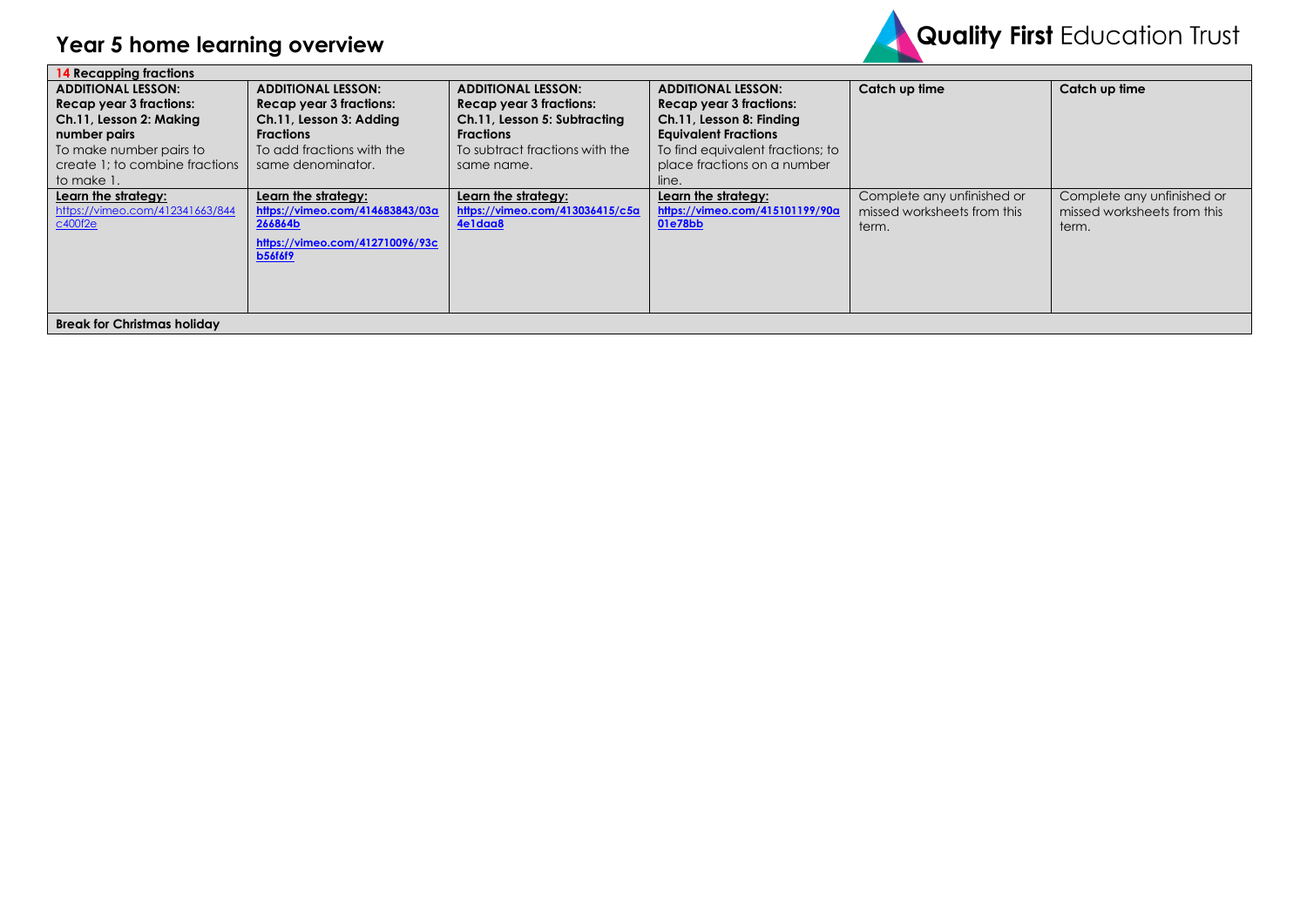# Year 5 home learning overview

**Quality First** Education Trust

| | | | | | |
|---|---|---|---|---|---|
| **14 Recapping fractions** | | | | | |
| **ADDITIONAL LESSON: Recap year 3 fractions: Ch.11, Lesson 2: Making number pairs** To make number pairs to create 1; to combine fractions to make 1. | **ADDITIONAL LESSON: Recap year 3 fractions: Ch.11, Lesson 3: Adding Fractions** To add fractions with the same denominator. | **ADDITIONAL LESSON: Recap year 3 fractions: Ch.11, Lesson 5: Subtracting Fractions** To subtract fractions with the same name. | **ADDITIONAL LESSON: Recap year 3 fractions: Ch.11, Lesson 8: Finding Equivalent Fractions** To find equivalent fractions; to place fractions on a number line. | **Catch up time** | **Catch up time** |
| **Learn the strategy:** https://vimeo.com/412341663/844c400f2e | **Learn the strategy:** **https://vimeo.com/414683843/03a266864b** **https://vimeo.com/412710096/93cb56f6f9** | **Learn the strategy:** **https://vimeo.com/413036415/c5a4e1daa8** | **Learn the strategy:** **https://vimeo.com/415101199/90a01e78bb** | Complete any unfinished or missed worksheets from this term. | Complete any unfinished or missed worksheets from this term. |
| **Break for Christmas holiday** | | | | | |